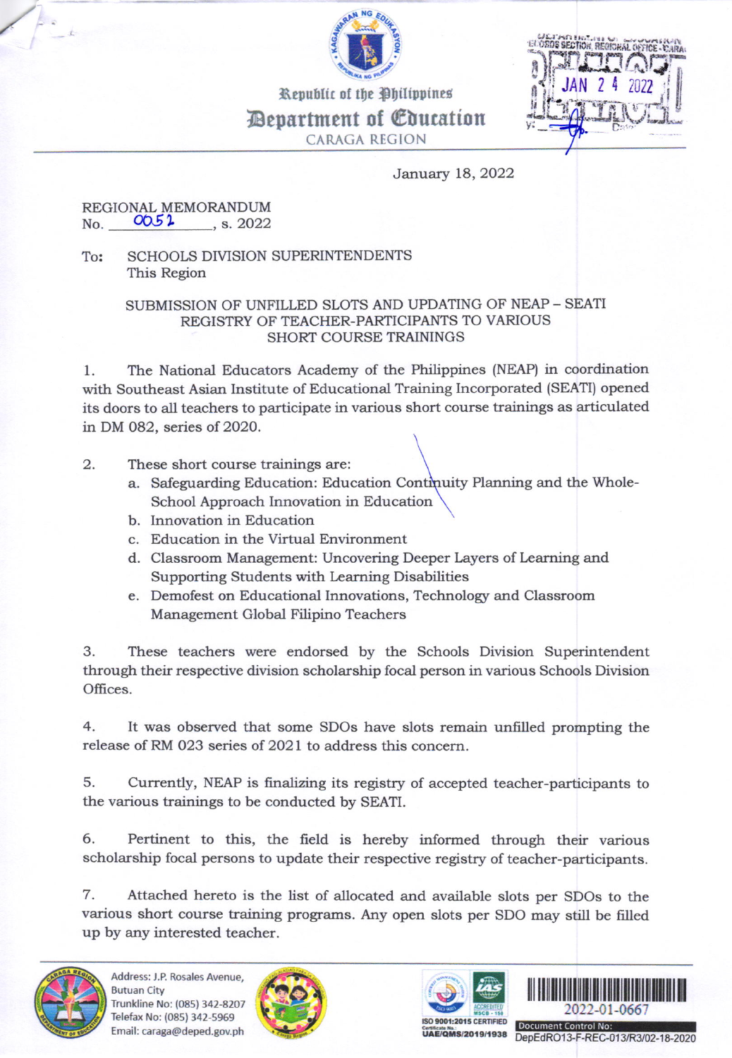Republic of the Philippines
**Department of Education**
CARAGA REGION

January 18, 2022

REGIONAL MEMORANDUM
No. 0052, s. 2022

To: SCHOOLS DIVISION SUPERINTENDENTS
This Region

**SUBMISSION OF UNFILLED SLOTS AND UPDATING OF NEAP – SEATI REGISTRY OF TEACHER-PARTICIPANTS TO VARIOUS SHORT COURSE TRAININGS**

1. The National Educators Academy of the Philippines (NEAP) in coordination with Southeast Asian Institute of Educational Training Incorporated (SEATI) opened its doors to all teachers to participate in various short course trainings as articulated in DM 082, series of 2020.

2. These short course trainings are:
   a. Safeguarding Education: Education Continuity Planning and the Whole-School Approach Innovation in Education
   b. Innovation in Education
   c. Education in the Virtual Environment
   d. Classroom Management: Uncovering Deeper Layers of Learning and Supporting Students with Learning Disabilities
   e. Demofest on Educational Innovations, Technology and Classroom Management Global Filipino Teachers

3. These teachers were endorsed by the Schools Division Superintendent through their respective division scholarship focal person in various Schools Division Offices.

4. It was observed that some SDOs have slots remain unfilled prompting the release of RM 023 series of 2021 to address this concern.

5. Currently, NEAP is finalizing its registry of accepted teacher-participants to the various trainings to be conducted by SEATI.

6. Pertinent to this, the field is hereby informed through their various scholarship focal persons to update their respective registry of teacher-participants.

7. Attached hereto is the list of allocated and available slots per SDOs to the various short course training programs. Any open slots per SDO may still be filled up by any interested teacher.

Address: J.P. Rosales Avenue, Butuan City
Trunkline No: (085) 342-8207
Telefax No: (085) 342-5969
Email: caraga@deped.gov.ph

2022-01-0667
Document Control No: DepEdRO13-F-REC-013/R3/02-18-2020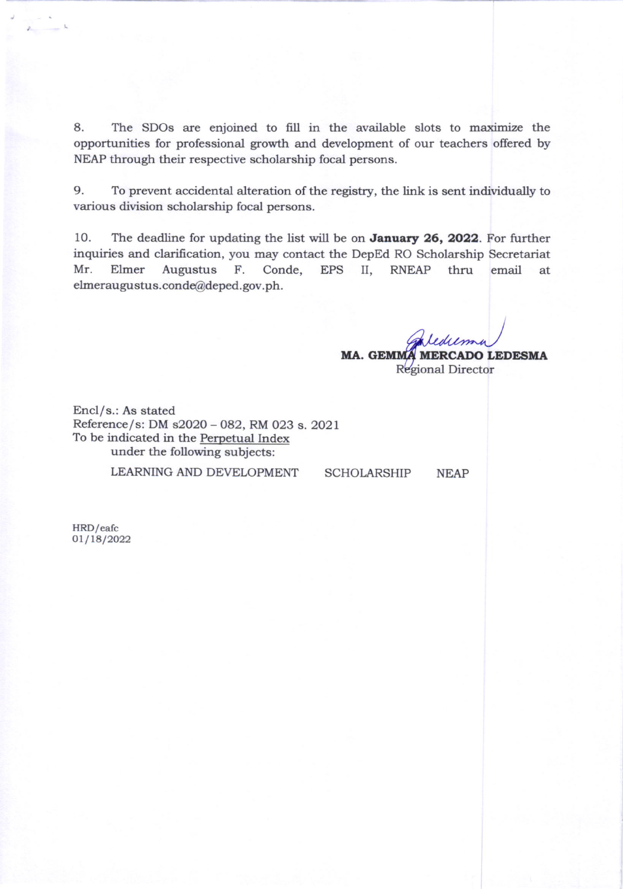8. The SDOs are enjoined to fill in the available slots to maximize the opportunities for professional growth and development of our teachers offered by NEAP through their respective scholarship focal persons.

9. To prevent accidental alteration of the registry, the link is sent individually to various division scholarship focal persons.

10. The deadline for updating the list will be on **January 26, 2022**. For further inquiries and clarification, you may contact the DepEd RO Scholarship Secretariat Mr. Elmer Augustus F. Conde, EPS II, RNEAP thru email at elmeraugustus.conde@deped.gov.ph.

**MA. GEMMA MERCADO LEDESMA**
Regional Director

Encl/s.: As stated
Reference/s: DM s2020 – 082, RM 023 s. 2021
To be indicated in the Perpetual Index
under the following subjects:

LEARNING AND DEVELOPMENT SCHOLARSHIP NEAP

HRD/eafc
01/18/2022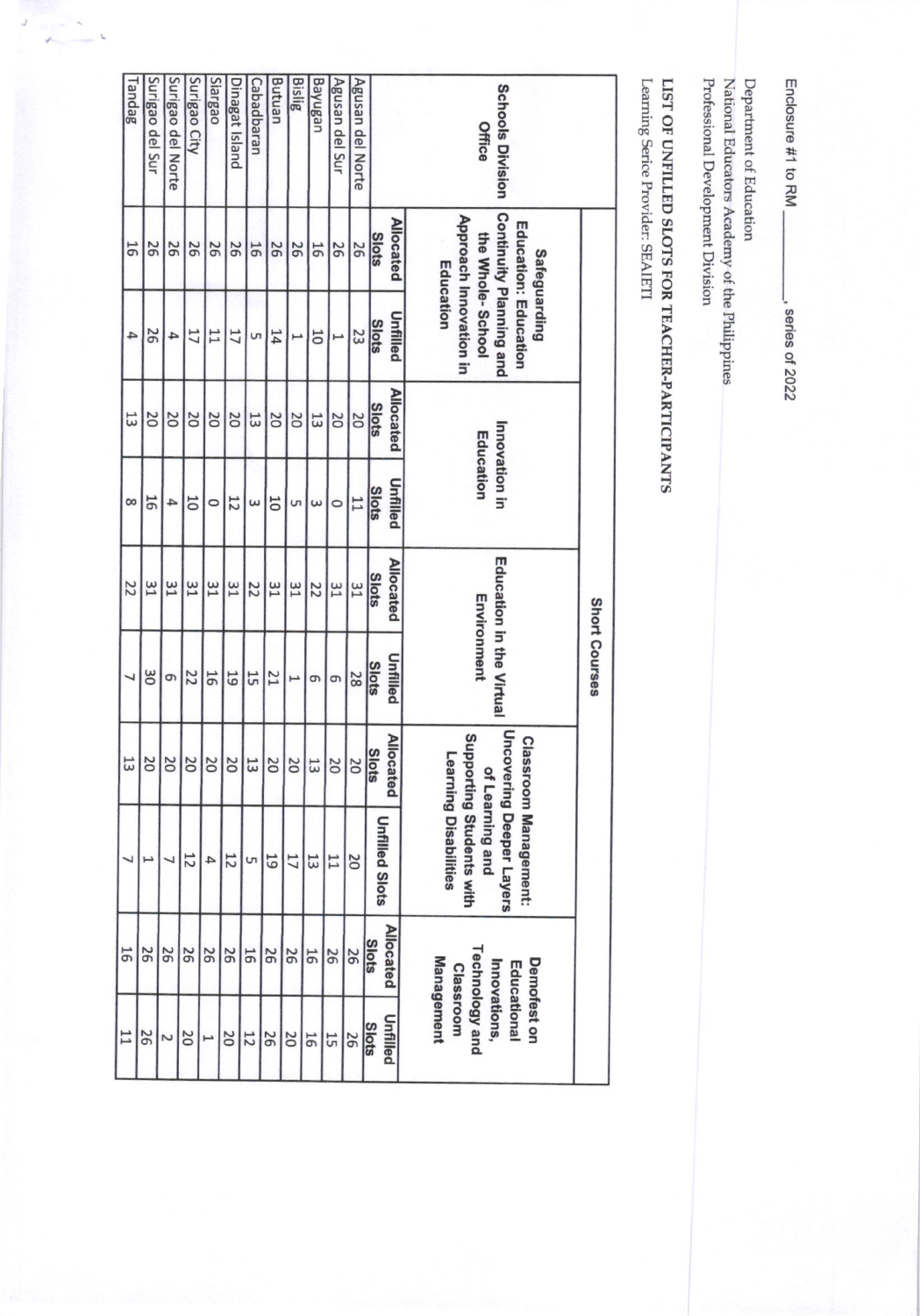Enclosure #1 to RM \_\_\_\_\_\_\_\_, series of 2022

Department of Education
National Educators Academy of the Philippines
Professional Development Division

## LIST OF UNFILLED SLOTS FOR TEACHER-PARTICIPANTS

Learning Serice Provider: SEAIETI

| Schools Division Office | Short Courses | | | | | | | | | |
|---|---|---|---|---|---|---|---|---|---|---|
| | Safeguarding Education: Education Continuity Planning and the Whole- School Approach Innovation in Education | | Innovation in Education | | Education in the Virtual Environment | | Classroom Management: Uncovering Deeper Layers of Learning and Supporting Students with Learning Disabilities | | Demofest on Educational Innovations, Technology and Classroom Management | |
| | Allocated Slots | Unfilled Slots | Allocated Slots | Unfilled Slots | Allocated Slots | Unfilled Slots | Allocated Slots | Unfilled Slots | Allocated Slots | Unfilled Slots |
| Agusan del Norte | 26 | 23 | 20 | 11 | 31 | 28 | 20 | 20 | 26 | 26 |
| Agusan del Sur | 26 | 1 | 20 | 0 | 31 | 6 | 20 | 11 | 26 | 15 |
| Bayugan | 16 | 10 | 13 | 3 | 22 | 6 | 13 | 13 | 16 | 16 |
| Bislig | 26 | 1 | 20 | 5 | 31 | 1 | 20 | 17 | 26 | 20 |
| Butuan | 26 | 14 | 20 | 10 | 31 | 21 | 20 | 19 | 26 | 26 |
| Cabadbaran | 16 | 5 | 13 | 3 | 22 | 15 | 13 | 5 | 16 | 12 |
| Dinagat Island | 26 | 17 | 20 | 12 | 31 | 19 | 20 | 12 | 26 | 20 |
| Siargao | 26 | 11 | 20 | 0 | 31 | 16 | 20 | 4 | 26 | 1 |
| Surigao City | 26 | 17 | 20 | 10 | 31 | 22 | 20 | 12 | 26 | 20 |
| Surigao del Norte | 26 | 4 | 20 | 4 | 31 | 6 | 20 | 7 | 26 | 2 |
| Surigao del Sur | 26 | 26 | 20 | 16 | 31 | 30 | 20 | 1 | 26 | 26 |
| Tandag | 16 | 4 | 13 | 8 | 22 | 7 | 13 | 7 | 16 | 11 |